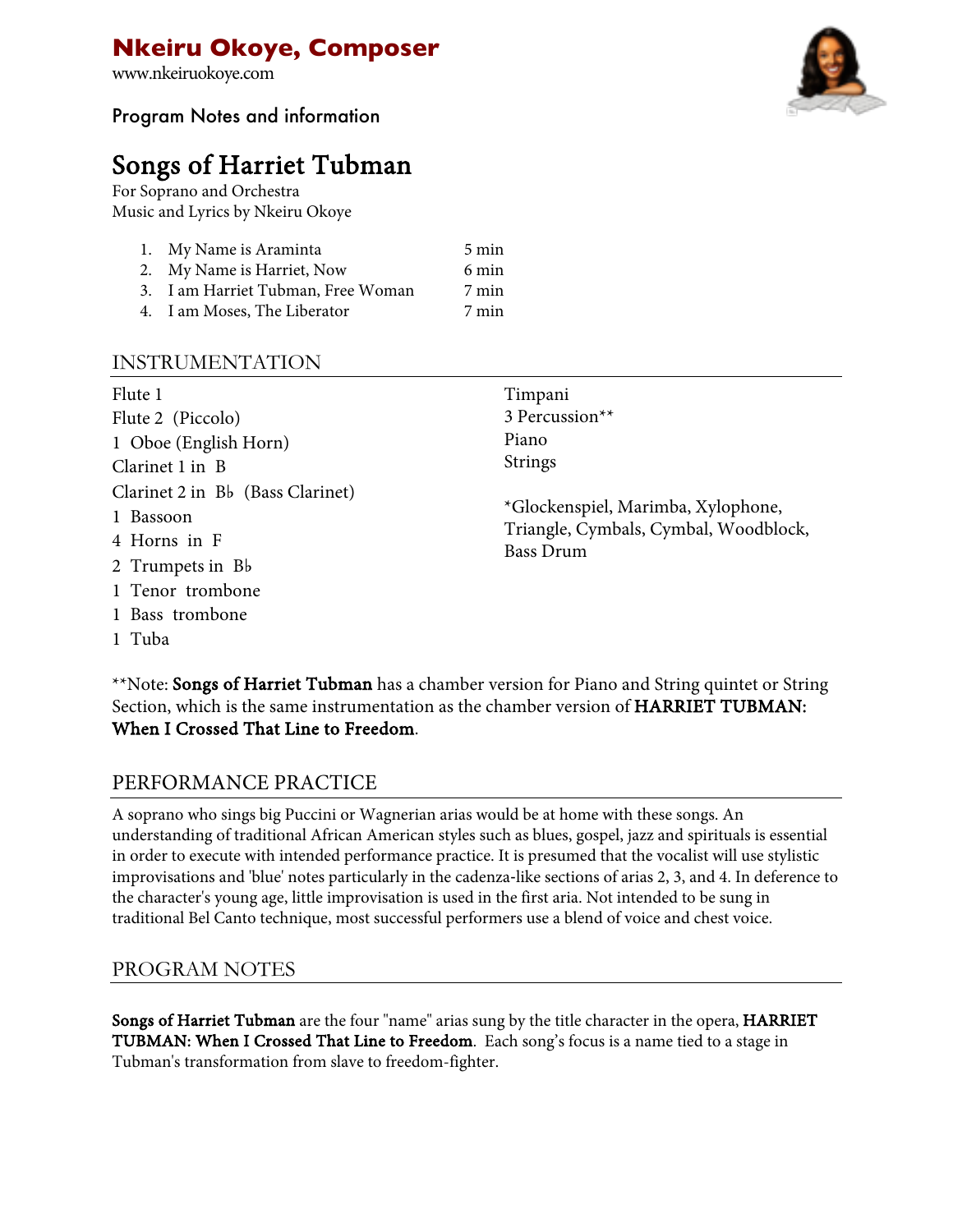# Nkeiru Okoye, Composer

www.nkeiruokoye.com

Program Notes and information

# Songs of Harriet Tubman

For Soprano and Orchestra
Music and Lyrics by Nkeiru Okoye

1. My Name is Araminta — 5 min
2. My Name is Harriet, Now — 6 min
3. I am Harriet Tubman, Free Woman — 7 min
4. I am Moses, The Liberator — 7 min

## INSTRUMENTATION

Flute 1
Flute 2 (Piccolo)
1 Oboe (English Horn)
Clarinet 1 in B
Clarinet 2 in B♭ (Bass Clarinet)
1 Bassoon
4 Horns in F
2 Trumpets in B♭
1 Tenor trombone
1 Bass trombone
1 Tuba

Timpani
3 Percussion**
Piano
Strings

*Glockenspiel, Marimba, Xylophone, Triangle, Cymbals, Cymbal, Woodblock, Bass Drum

**Note: **Songs of Harriet Tubman** has a chamber version for Piano and String quintet or String Section, which is the same instrumentation as the chamber version of **HARRIET TUBMAN: When I Crossed That Line to Freedom**.

## PERFORMANCE PRACTICE

A soprano who sings big Puccini or Wagnerian arias would be at home with these songs. An understanding of traditional African American styles such as blues, gospel, jazz and spirituals is essential in order to execute with intended performance practice. It is presumed that the vocalist will use stylistic improvisations and 'blue' notes particularly in the cadenza-like sections of arias 2, 3, and 4. In deference to the character's young age, little improvisation is used in the first aria. Not intended to be sung in traditional Bel Canto technique, most successful performers use a blend of voice and chest voice.

## PROGRAM NOTES

**Songs of Harriet Tubman** are the four "name" arias sung by the title character in the opera, **HARRIET TUBMAN: When I Crossed That Line to Freedom**. Each song's focus is a name tied to a stage in Tubman's transformation from slave to freedom-fighter.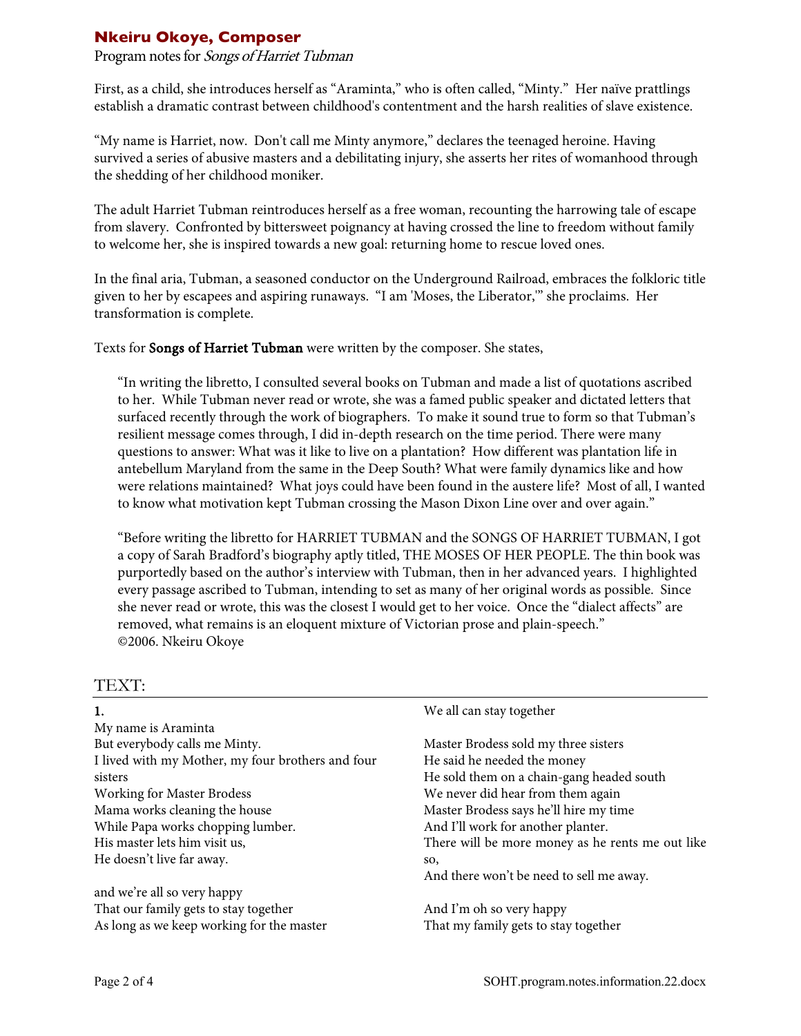## Nkeiru Okoye, Composer

Program notes for *Songs of Harriet Tubman*

First, as a child, she introduces herself as "Araminta," who is often called, "Minty." Her naïve prattlings establish a dramatic contrast between childhood's contentment and the harsh realities of slave existence.

"My name is Harriet, now. Don't call me Minty anymore," declares the teenaged heroine. Having survived a series of abusive masters and a debilitating injury, she asserts her rites of womanhood through the shedding of her childhood moniker.

The adult Harriet Tubman reintroduces herself as a free woman, recounting the harrowing tale of escape from slavery. Confronted by bittersweet poignancy at having crossed the line to freedom without family to welcome her, she is inspired towards a new goal: returning home to rescue loved ones.

In the final aria, Tubman, a seasoned conductor on the Underground Railroad, embraces the folkloric title given to her by escapees and aspiring runaways. "I am 'Moses, the Liberator,'" she proclaims. Her transformation is complete.

Texts for **Songs of Harriet Tubman** were written by the composer. She states,

> "In writing the libretto, I consulted several books on Tubman and made a list of quotations ascribed to her. While Tubman never read or wrote, she was a famed public speaker and dictated letters that surfaced recently through the work of biographers. To make it sound true to form so that Tubman's resilient message comes through, I did in-depth research on the time period. There were many questions to answer: What was it like to live on a plantation? How different was plantation life in antebellum Maryland from the same in the Deep South? What were family dynamics like and how were relations maintained? What joys could have been found in the austere life? Most of all, I wanted to know what motivation kept Tubman crossing the Mason Dixon Line over and over again."
>
> "Before writing the libretto for HARRIET TUBMAN and the SONGS OF HARRIET TUBMAN, I got a copy of Sarah Bradford's biography aptly titled, THE MOSES OF HER PEOPLE. The thin book was purportedly based on the author's interview with Tubman, then in her advanced years. I highlighted every passage ascribed to Tubman, intending to set as many of her original words as possible. Since she never read or wrote, this was the closest I would get to her voice. Once the "dialect affects" are removed, what remains is an eloquent mixture of Victorian prose and plain-speech."
>
> ©2006. Nkeiru Okoye

## TEXT:

**1.**

My name is Araminta  
But everybody calls me Minty.  
I lived with my Mother, my four brothers and four sisters  
Working for Master Brodess  
Mama works cleaning the house  
While Papa works chopping lumber.  
His master lets him visit us,  
He doesn't live far away.

and we're all so very happy  
That our family gets to stay together  
As long as we keep working for the master  
We all can stay together

Master Brodess sold my three sisters  
He said he needed the money  
He sold them on a chain-gang headed south  
We never did hear from them again  
Master Brodess says he'll hire my time  
And I'll work for another planter.  
There will be more money as he rents me out like so,  
And there won't be need to sell me away.

And I'm oh so very happy  
That my family gets to stay together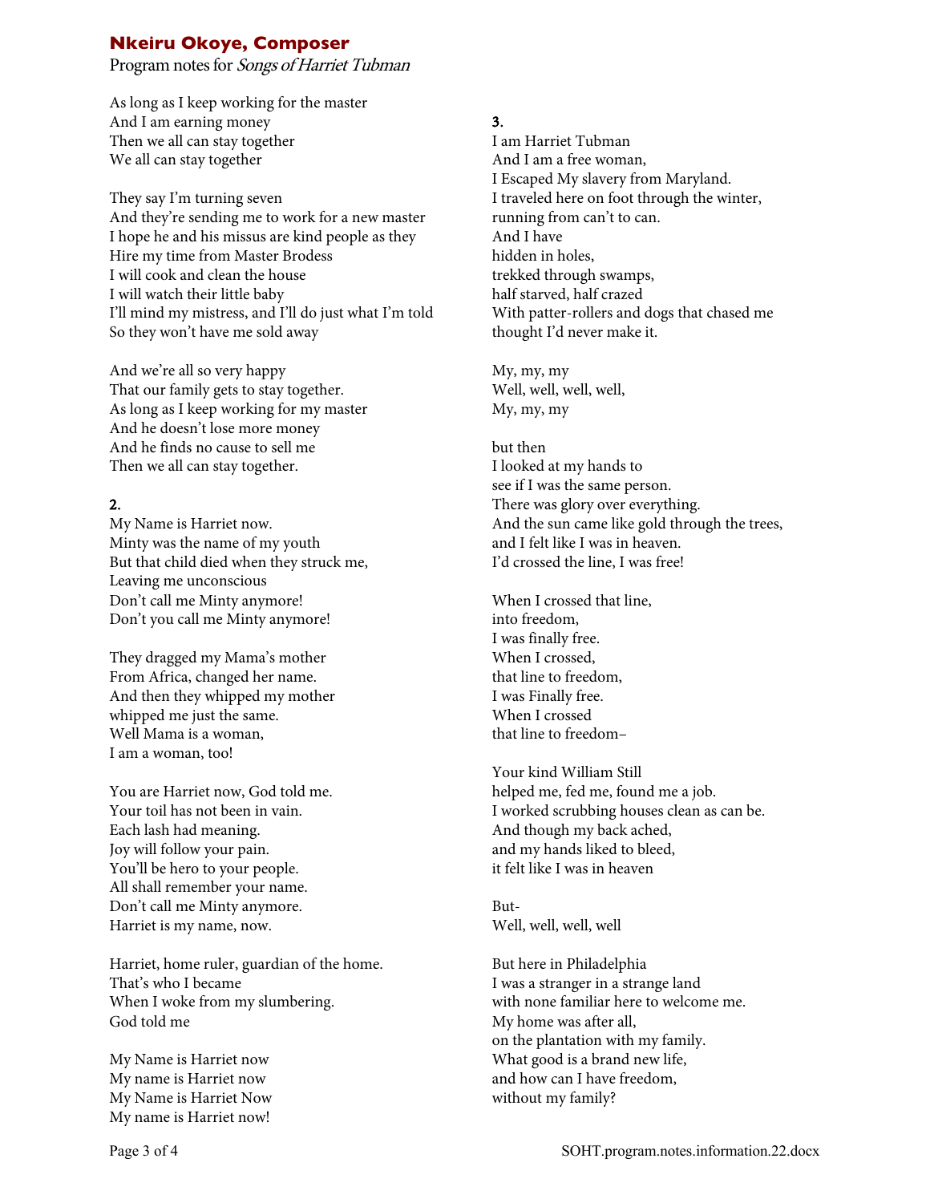As long as I keep working for the master
And I am earning money
Then we all can stay together
We all can stay together

They say I'm turning seven
And they're sending me to work for a new master
I hope he and his missus are kind people as they
Hire my time from Master Brodess
I will cook and clean the house
I will watch their little baby
I'll mind my mistress, and I'll do just what I'm told
So they won't have me sold away

And we're all so very happy
That our family gets to stay together.
As long as I keep working for my master
And he doesn't lose more money
And he finds no cause to sell me
Then we all can stay together.

**2.**
My Name is Harriet now.
Minty was the name of my youth
But that child died when they struck me,
Leaving me unconscious
Don't call me Minty anymore!
Don't you call me Minty anymore!

They dragged my Mama's mother
From Africa, changed her name.
And then they whipped my mother
whipped me just the same.
Well Mama is a woman,
I am a woman, too!

You are Harriet now, God told me.
Your toil has not been in vain.
Each lash had meaning.
Joy will follow your pain.
You'll be hero to your people.
All shall remember your name.
Don't call me Minty anymore.
Harriet is my name, now.

Harriet, home ruler, guardian of the home.
That's who I became
When I woke from my slumbering.
God told me

My Name is Harriet now
My name is Harriet now
My Name is Harriet Now
My name is Harriet now!

**3.**
I am Harriet Tubman
And I am a free woman,
I Escaped My slavery from Maryland.
I traveled here on foot through the winter,
running from can't to can.
And I have
hidden in holes,
trekked through swamps,
half starved, half crazed
With patter-rollers and dogs that chased me
thought I'd never make it.

My, my, my
Well, well, well, well,
My, my, my

but then
I looked at my hands to
see if I was the same person.
There was glory over everything.
And the sun came like gold through the trees,
and I felt like I was in heaven.
I'd crossed the line, I was free!

When I crossed that line,
into freedom,
I was finally free.
When I crossed,
that line to freedom,
I was Finally free.
When I crossed
that line to freedom–

Your kind William Still
helped me, fed me, found me a job.
I worked scrubbing houses clean as can be.
And though my back ached,
and my hands liked to bleed,
it felt like I was in heaven

But-
Well, well, well, well

But here in Philadelphia
I was a stranger in a strange land
with none familiar here to welcome me.
My home was after all,
on the plantation with my family.
What good is a brand new life,
and how can I have freedom,
without my family?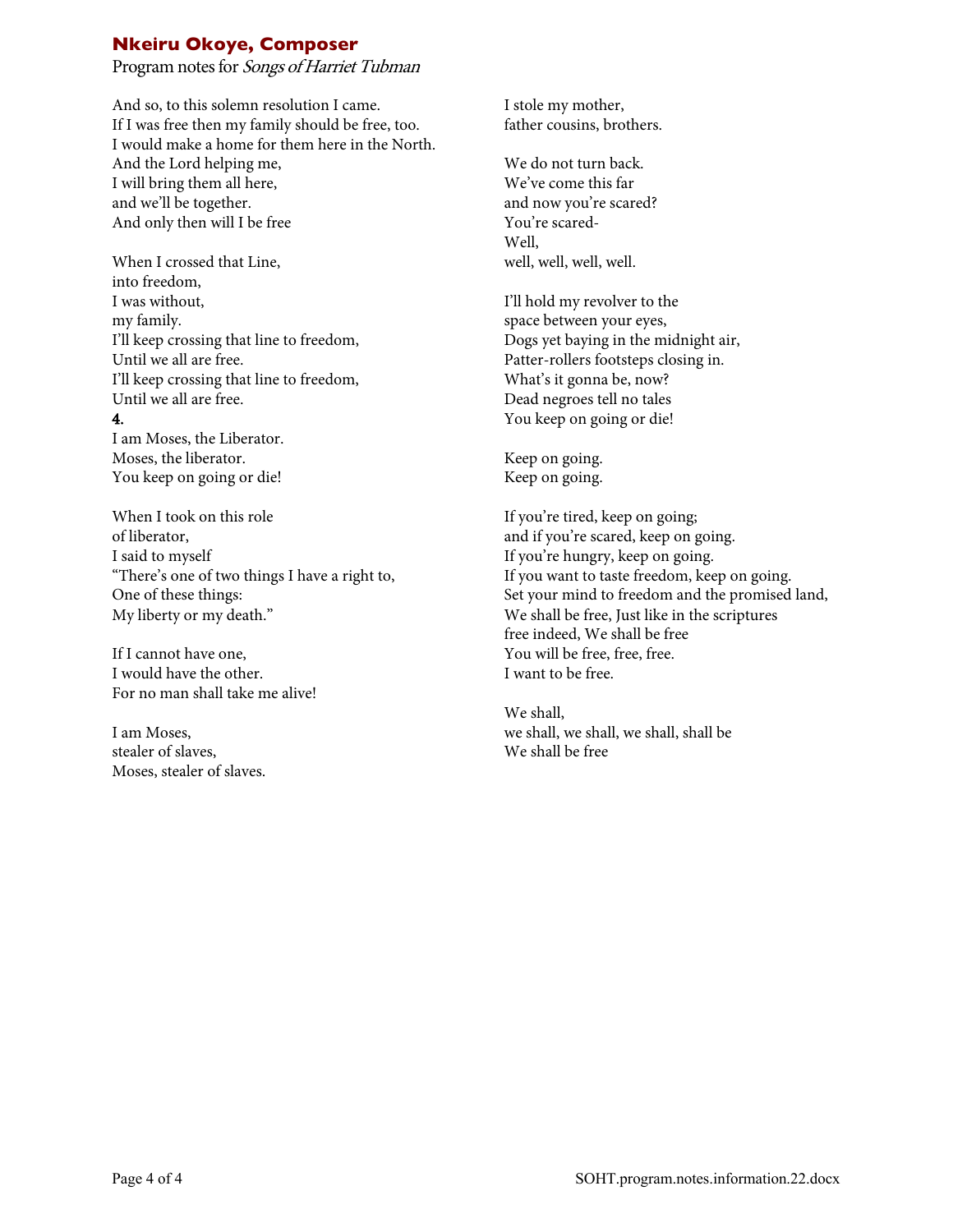And so, to this solemn resolution I came.
If I was free then my family should be free, too.
I would make a home for them here in the North.
And the Lord helping me,
I will bring them all here,
and we'll be together.
And only then will I be free

When I crossed that Line,
into freedom,
I was without,
my family.
I'll keep crossing that line to freedom,
Until we all are free.
I'll keep crossing that line to freedom,
Until we all are free.

**4.**

I am Moses, the Liberator.
Moses, the liberator.
You keep on going or die!

When I took on this role
of liberator,
I said to myself
"There's one of two things I have a right to,
One of these things:
My liberty or my death."

If I cannot have one,
I would have the other.
For no man shall take me alive!

I am Moses,
stealer of slaves,
Moses, stealer of slaves.

I stole my mother,
father cousins, brothers.

We do not turn back.
We've come this far
and now you're scared?
You're scared-
Well,
well, well, well, well.

I'll hold my revolver to the
space between your eyes,
Dogs yet baying in the midnight air,
Patter-rollers footsteps closing in.
What's it gonna be, now?
Dead negroes tell no tales
You keep on going or die!

Keep on going.
Keep on going.

If you're tired, keep on going;
and if you're scared, keep on going.
If you're hungry, keep on going.
If you want to taste freedom, keep on going.
Set your mind to freedom and the promised land,
We shall be free, Just like in the scriptures
free indeed, We shall be free
You will be free, free, free.
I want to be free.

We shall,
we shall, we shall, we shall, shall be
We shall be free